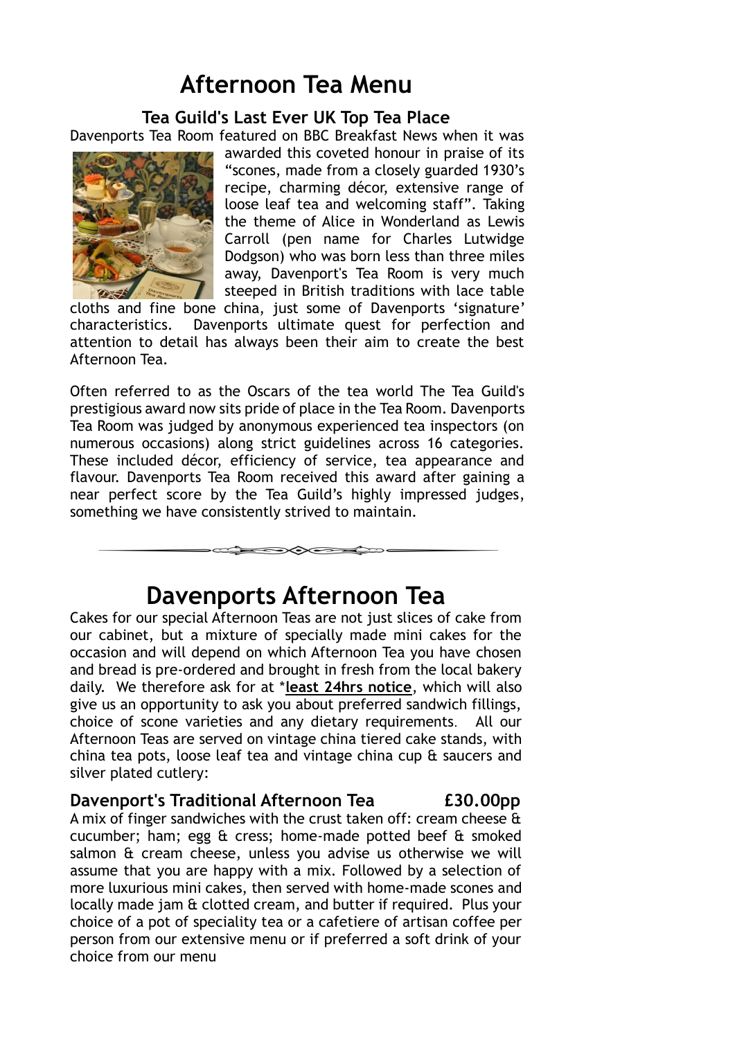# Afternoon Tea Menu

## Tea Guild's Last Ever UK Top Tea Place

Davenports Tea Room featured on BBC Breakfast News when it was awarded this coveted honour in praise of its "scones, made from a closely guarded 1930's recipe, charming décor, extensive range of loose leaf tea and welcoming staff". Taking the theme of Alice in Wonderland as Lewis Carroll (pen name for Charles Lutwidge Dodgson) who was born less than three miles away, Davenport's Tea Room is very much steeped in British traditions with lace table cloths and fine bone china, just some of Davenports 'signature' characteristics. Davenports ultimate quest for perfection and attention to detail has always been their aim to create the best Afternoon Tea.

Often referred to as the Oscars of the tea world The Tea Guild's prestigious award now sits pride of place in the Tea Room. Davenports Tea Room was judged by anonymous experienced tea inspectors (on numerous occasions) along strict guidelines across 16 categories. These included décor, efficiency of service, tea appearance and flavour. Davenports Tea Room received this award after gaining a near perfect score by the Tea Guild's highly impressed judges, something we have consistently strived to maintain.

# Davenports Afternoon Tea

Cakes for our special Afternoon Teas are not just slices of cake from our cabinet, but a mixture of specially made mini cakes for the occasion and will depend on which Afternoon Tea you have chosen and bread is pre-ordered and brought in fresh from the local bakery daily. We therefore ask for at ***least 24hrs notice**, which will also give us an opportunity to ask you about preferred sandwich fillings, choice of scone varieties and any dietary requirements. All our Afternoon Teas are served on vintage china tiered cake stands, with china tea pots, loose leaf tea and vintage china cup & saucers and silver plated cutlery:

**Davenport's Traditional Afternoon Tea — £30.00pp**

A mix of finger sandwiches with the crust taken off: cream cheese & cucumber; ham; egg & cress; home-made potted beef & smoked salmon & cream cheese, unless you advise us otherwise we will assume that you are happy with a mix. Followed by a selection of more luxurious mini cakes, then served with home-made scones and locally made jam & clotted cream, and butter if required. Plus your choice of a pot of speciality tea or a cafetiere of artisan coffee per person from our extensive menu or if preferred a soft drink of your choice from our menu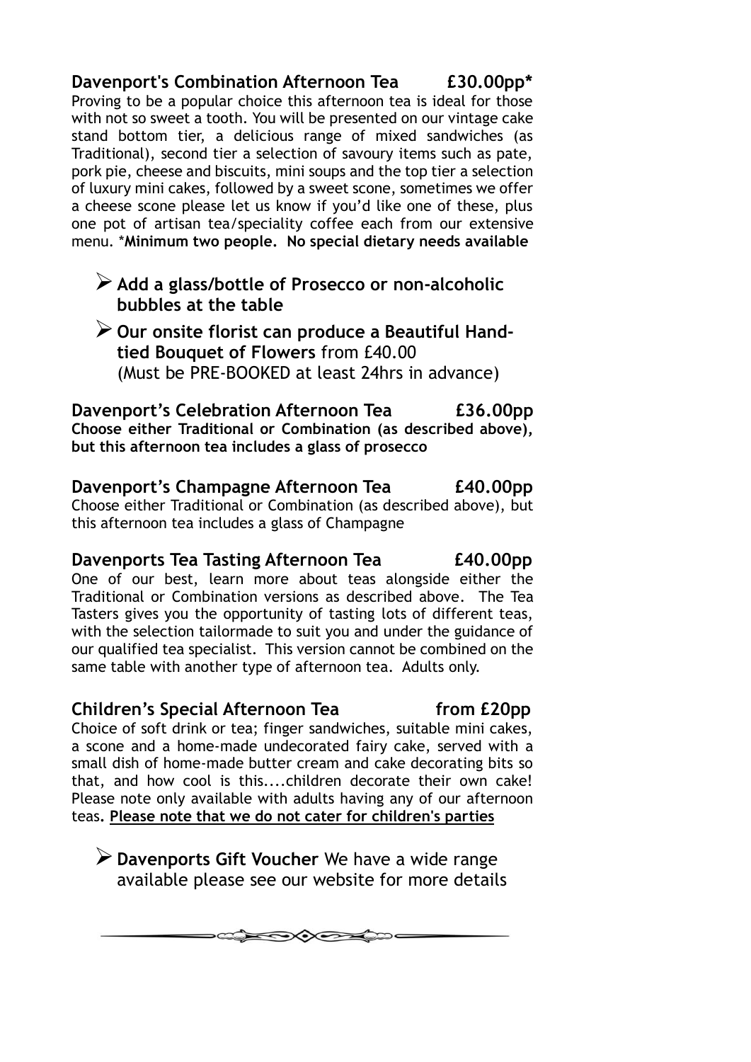## Davenport's Combination Afternoon Tea — £30.00pp*

Proving to be a popular choice this afternoon tea is ideal for those with not so sweet a tooth. You will be presented on our vintage cake stand bottom tier, a delicious range of mixed sandwiches (as Traditional), second tier a selection of savoury items such as pate, pork pie, cheese and biscuits, mini soups and the top tier a selection of luxury mini cakes, followed by a sweet scone, sometimes we offer a cheese scone please let us know if you'd like one of these, plus one pot of artisan tea/speciality coffee each from our extensive menu. ***Minimum two people. No special dietary needs available**

- **Add a glass/bottle of Prosecco or non-alcoholic bubbles at the table**
- **Our onsite florist can produce a Beautiful Hand-tied Bouquet of Flowers** from £40.00 (Must be PRE-BOOKED at least 24hrs in advance)

## Davenport's Celebration Afternoon Tea — £36.00pp

**Choose either Traditional or Combination (as described above), but this afternoon tea includes a glass of prosecco**

## Davenport's Champagne Afternoon Tea — £40.00pp

Choose either Traditional or Combination (as described above), but this afternoon tea includes a glass of Champagne

## Davenports Tea Tasting Afternoon Tea — £40.00pp

One of our best, learn more about teas alongside either the Traditional or Combination versions as described above. The Tea Tasters gives you the opportunity of tasting lots of different teas, with the selection tailormade to suit you and under the guidance of our qualified tea specialist. This version cannot be combined on the same table with another type of afternoon tea. Adults only.

## Children's Special Afternoon Tea — from £20pp

Choice of soft drink or tea; finger sandwiches, suitable mini cakes, a scone and a home-made undecorated fairy cake, served with a small dish of home-made butter cream and cake decorating bits so that, and how cool is this....children decorate their own cake! Please note only available with adults having any of our afternoon teas. **Please note that we do not cater for children's parties**

- **Davenports Gift Voucher** We have a wide range available please see our website for more details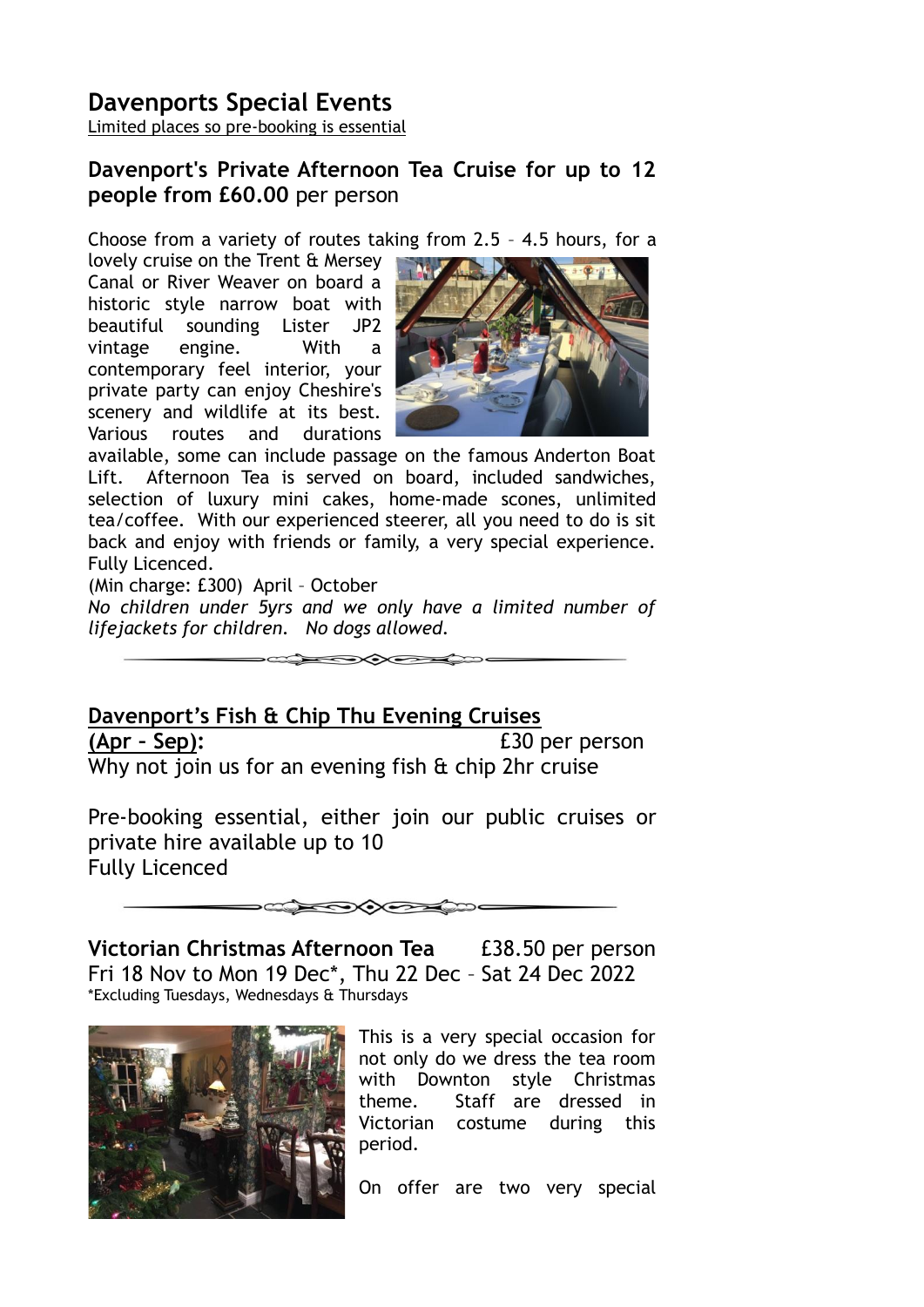# Davenports Special Events

Limited places so pre-booking is essential

## Davenport's Private Afternoon Tea Cruise for up to 12 people from £60.00 per person

Choose from a variety of routes taking from 2.5 – 4.5 hours, for a lovely cruise on the Trent & Mersey Canal or River Weaver on board a historic style narrow boat with beautiful sounding Lister JP2 vintage engine. With a contemporary feel interior, your private party can enjoy Cheshire's scenery and wildlife at its best. Various routes and durations available, some can include passage on the famous Anderton Boat Lift. Afternoon Tea is served on board, included sandwiches, selection of luxury mini cakes, home-made scones, unlimited tea/coffee. With our experienced steerer, all you need to do is sit back and enjoy with friends or family, a very special experience. Fully Licenced.

(Min charge: £300) April – October

*No children under 5yrs and we only have a limited number of lifejackets for children. No dogs allowed.*

---

## Davenport's Fish & Chip Thu Evening Cruises (Apr – Sep): £30 per person

Why not join us for an evening fish & chip 2hr cruise

Pre-booking essential, either join our public cruises or private hire available up to 10

Fully Licenced

---

## Victorian Christmas Afternoon Tea £38.50 per person

Fri 18 Nov to Mon 19 Dec*, Thu 22 Dec – Sat 24 Dec 2022

*Excluding Tuesdays, Wednesdays & Thursdays

This is a very special occasion for not only do we dress the tea room with Downton style Christmas theme. Staff are dressed in Victorian costume during this period.

On offer are two very special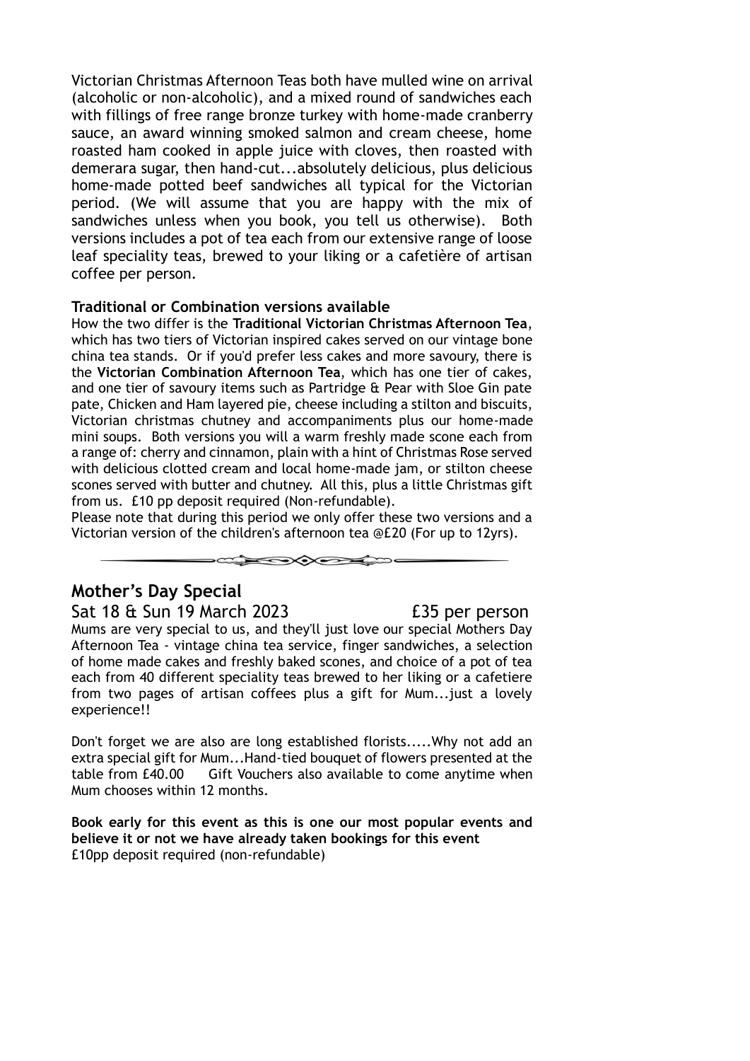Victorian Christmas Afternoon Teas both have mulled wine on arrival (alcoholic or non-alcoholic), and a mixed round of sandwiches each with fillings of free range bronze turkey with home-made cranberry sauce, an award winning smoked salmon and cream cheese, home roasted ham cooked in apple juice with cloves, then roasted with demerara sugar, then hand-cut...absolutely delicious, plus delicious home-made potted beef sandwiches all typical for the Victorian period. (We will assume that you are happy with the mix of sandwiches unless when you book, you tell us otherwise). Both versions includes a pot of tea each from our extensive range of loose leaf speciality teas, brewed to your liking or a cafetière of artisan coffee per person.

**Traditional or Combination versions available**

How the two differ is the **Traditional Victorian Christmas Afternoon Tea**, which has two tiers of Victorian inspired cakes served on our vintage bone china tea stands. Or if you'd prefer less cakes and more savoury, there is the **Victorian Combination Afternoon Tea**, which has one tier of cakes, and one tier of savoury items such as Partridge & Pear with Sloe Gin pate pate, Chicken and Ham layered pie, cheese including a stilton and biscuits, Victorian christmas chutney and accompaniments plus our home-made mini soups. Both versions you will a warm freshly made scone each from a range of: cherry and cinnamon, plain with a hint of Christmas Rose served with delicious clotted cream and local home-made jam, or stilton cheese scones served with butter and chutney. All this, plus a little Christmas gift from us. £10 pp deposit required (Non-refundable).

Please note that during this period we only offer these two versions and a Victorian version of the children's afternoon tea @£20 (For up to 12yrs).

## Mother's Day Special

Sat 18 & Sun 19 March 2023 £35 per person

Mums are very special to us, and they'll just love our special Mothers Day Afternoon Tea - vintage china tea service, finger sandwiches, a selection of home made cakes and freshly baked scones, and choice of a pot of tea each from 40 different speciality teas brewed to her liking or a cafetiere from two pages of artisan coffees plus a gift for Mum...just a lovely experience!!

Don't forget we are also are long established florists.....Why not add an extra special gift for Mum...Hand-tied bouquet of flowers presented at the table from £40.00 Gift Vouchers also available to come anytime when Mum chooses within 12 months.

**Book early for this event as this is one our most popular events and believe it or not we have already taken bookings for this event**

£10pp deposit required (non-refundable)